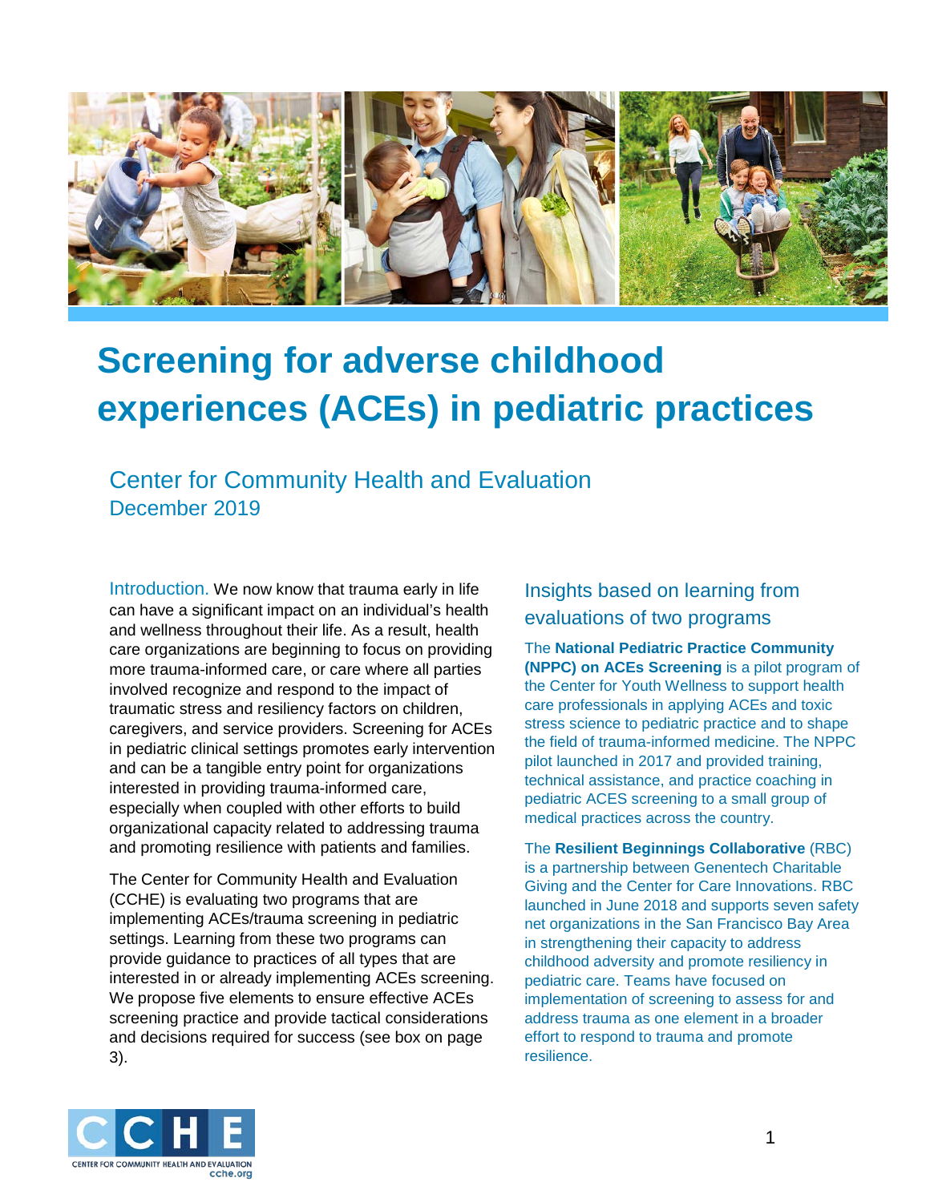# Screening for adverse childhood experiences (ACEs) in pediatric practices

Center for Community Health and Evaluation
December 2019

Introduction. We now know that trauma early in life can have a significant impact on an individual's health and wellness throughout their life. As a result, health care organizations are beginning to focus on providing more trauma-informed care, or care where all parties involved recognize and respond to the impact of traumatic stress and resiliency factors on children, caregivers, and service providers. Screening for ACEs in pediatric clinical settings promotes early intervention and can be a tangible entry point for organizations interested in providing trauma-informed care, especially when coupled with other efforts to build organizational capacity related to addressing trauma and promoting resilience with patients and families.

The Center for Community Health and Evaluation (CCHE) is evaluating two programs that are implementing ACEs/trauma screening in pediatric settings. Learning from these two programs can provide guidance to practices of all types that are interested in or already implementing ACEs screening. We propose five elements to ensure effective ACEs screening practice and provide tactical considerations and decisions required for success (see box on page 3).

## Insights based on learning from evaluations of two programs

The **National Pediatric Practice Community (NPPC) on ACEs Screening** is a pilot program of the Center for Youth Wellness to support health care professionals in applying ACEs and toxic stress science to pediatric practice and to shape the field of trauma-informed medicine. The NPPC pilot launched in 2017 and provided training, technical assistance, and practice coaching in pediatric ACES screening to a small group of medical practices across the country.

The **Resilient Beginnings Collaborative** (RBC) is a partnership between Genentech Charitable Giving and the Center for Care Innovations. RBC launched in June 2018 and supports seven safety net organizations in the San Francisco Bay Area in strengthening their capacity to address childhood adversity and promote resiliency in pediatric care. Teams have focused on implementation of screening to assess for and address trauma as one element in a broader effort to respond to trauma and promote resilience.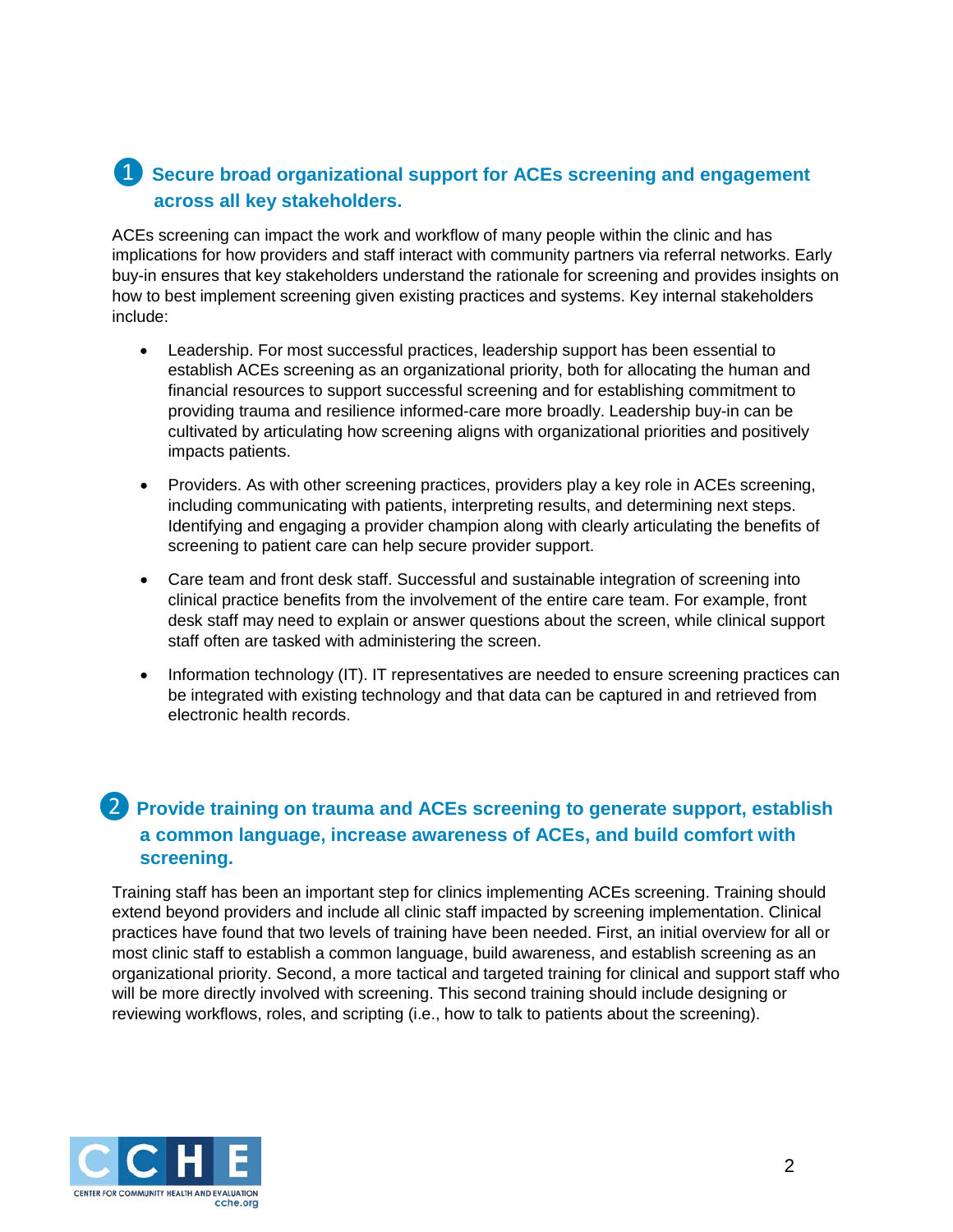## 1 Secure broad organizational support for ACEs screening and engagement across all key stakeholders.

ACEs screening can impact the work and workflow of many people within the clinic and has implications for how providers and staff interact with community partners via referral networks. Early buy-in ensures that key stakeholders understand the rationale for screening and provides insights on how to best implement screening given existing practices and systems. Key internal stakeholders include:

- Leadership. For most successful practices, leadership support has been essential to establish ACEs screening as an organizational priority, both for allocating the human and financial resources to support successful screening and for establishing commitment to providing trauma and resilience informed-care more broadly. Leadership buy-in can be cultivated by articulating how screening aligns with organizational priorities and positively impacts patients.

- Providers. As with other screening practices, providers play a key role in ACEs screening, including communicating with patients, interpreting results, and determining next steps. Identifying and engaging a provider champion along with clearly articulating the benefits of screening to patient care can help secure provider support.

- Care team and front desk staff. Successful and sustainable integration of screening into clinical practice benefits from the involvement of the entire care team. For example, front desk staff may need to explain or answer questions about the screen, while clinical support staff often are tasked with administering the screen.

- Information technology (IT). IT representatives are needed to ensure screening practices can be integrated with existing technology and that data can be captured in and retrieved from electronic health records.

## 2 Provide training on trauma and ACEs screening to generate support, establish a common language, increase awareness of ACEs, and build comfort with screening.

Training staff has been an important step for clinics implementing ACEs screening. Training should extend beyond providers and include all clinic staff impacted by screening implementation. Clinical practices have found that two levels of training have been needed. First, an initial overview for all or most clinic staff to establish a common language, build awareness, and establish screening as an organizational priority. Second, a more tactical and targeted training for clinical and support staff who will be more directly involved with screening. This second training should include designing or reviewing workflows, roles, and scripting (i.e., how to talk to patients about the screening).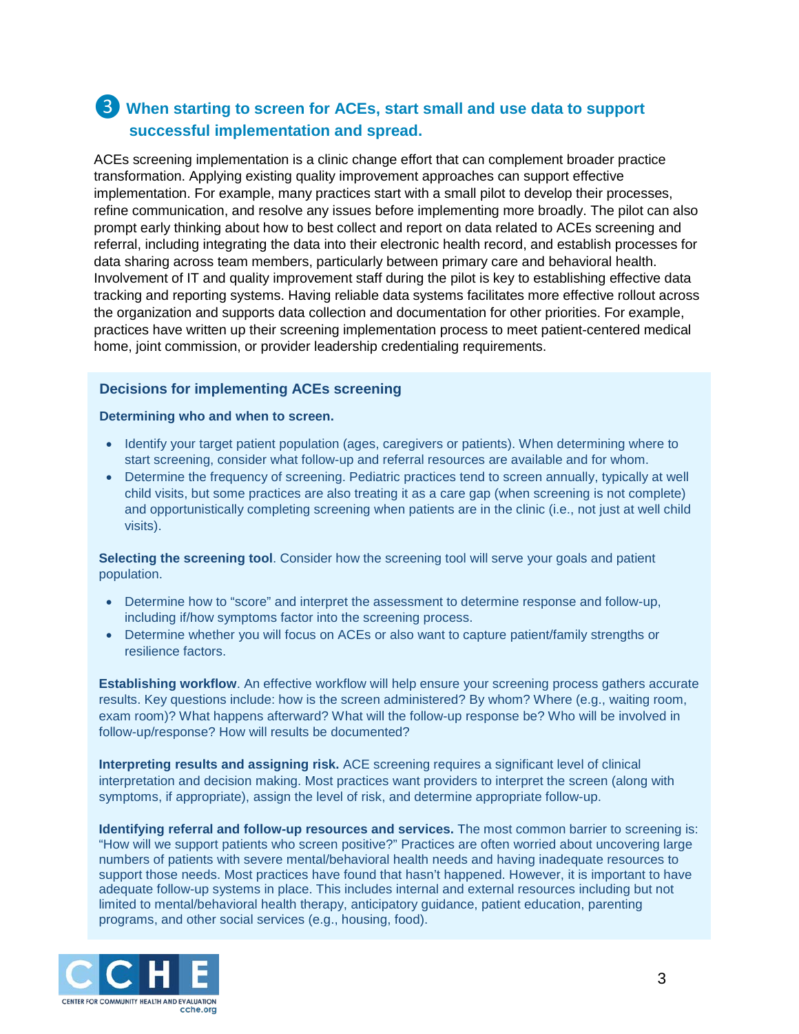## ❸ When starting to screen for ACEs, start small and use data to support successful implementation and spread.

ACEs screening implementation is a clinic change effort that can complement broader practice transformation. Applying existing quality improvement approaches can support effective implementation. For example, many practices start with a small pilot to develop their processes, refine communication, and resolve any issues before implementing more broadly. The pilot can also prompt early thinking about how to best collect and report on data related to ACEs screening and referral, including integrating the data into their electronic health record, and establish processes for data sharing across team members, particularly between primary care and behavioral health. Involvement of IT and quality improvement staff during the pilot is key to establishing effective data tracking and reporting systems. Having reliable data systems facilitates more effective rollout across the organization and supports data collection and documentation for other priorities. For example, practices have written up their screening implementation process to meet patient-centered medical home, joint commission, or provider leadership credentialing requirements.

### Decisions for implementing ACEs screening

**Determining who and when to screen.**

- Identify your target patient population (ages, caregivers or patients). When determining where to start screening, consider what follow-up and referral resources are available and for whom.
- Determine the frequency of screening. Pediatric practices tend to screen annually, typically at well child visits, but some practices are also treating it as a care gap (when screening is not complete) and opportunistically completing screening when patients are in the clinic (i.e., not just at well child visits).

**Selecting the screening tool**. Consider how the screening tool will serve your goals and patient population.

- Determine how to "score" and interpret the assessment to determine response and follow-up, including if/how symptoms factor into the screening process.
- Determine whether you will focus on ACEs or also want to capture patient/family strengths or resilience factors.

**Establishing workflow**. An effective workflow will help ensure your screening process gathers accurate results. Key questions include: how is the screen administered? By whom? Where (e.g., waiting room, exam room)? What happens afterward? What will the follow-up response be? Who will be involved in follow-up/response? How will results be documented?

**Interpreting results and assigning risk.** ACE screening requires a significant level of clinical interpretation and decision making. Most practices want providers to interpret the screen (along with symptoms, if appropriate), assign the level of risk, and determine appropriate follow-up.

**Identifying referral and follow-up resources and services.** The most common barrier to screening is: "How will we support patients who screen positive?" Practices are often worried about uncovering large numbers of patients with severe mental/behavioral health needs and having inadequate resources to support those needs. Most practices have found that hasn't happened. However, it is important to have adequate follow-up systems in place. This includes internal and external resources including but not limited to mental/behavioral health therapy, anticipatory guidance, patient education, parenting programs, and other social services (e.g., housing, food).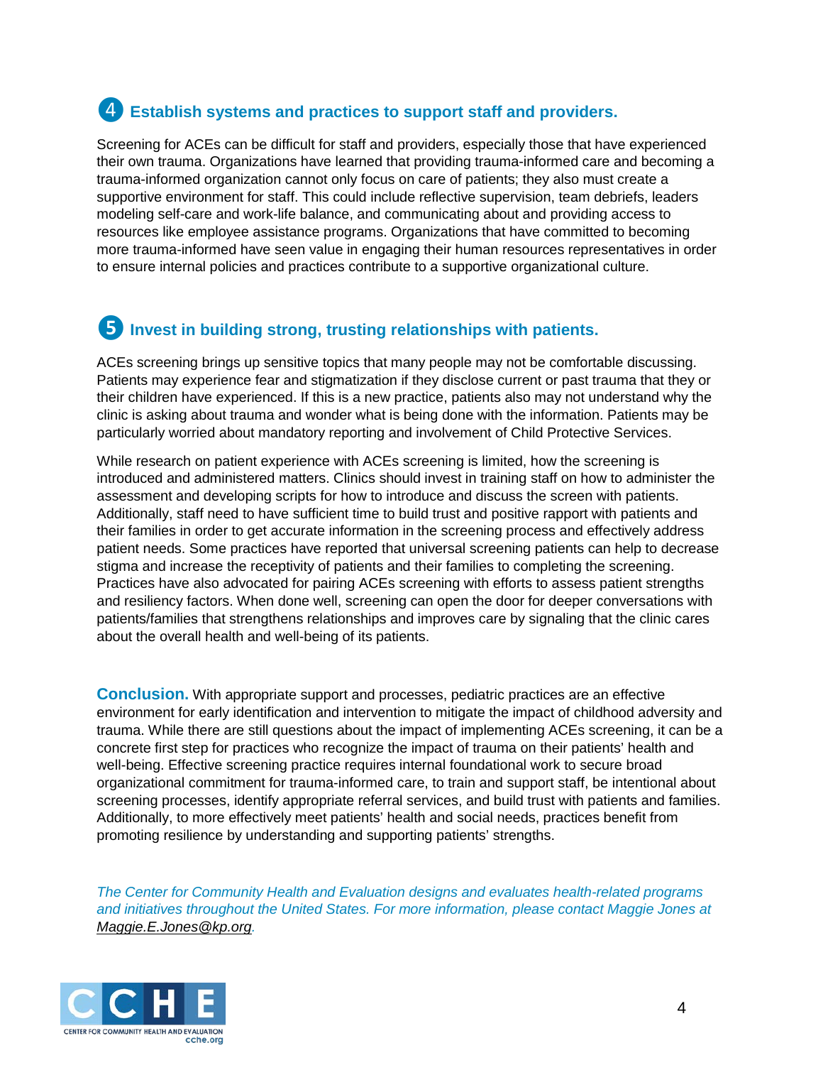## 4 Establish systems and practices to support staff and providers.

Screening for ACEs can be difficult for staff and providers, especially those that have experienced their own trauma. Organizations have learned that providing trauma-informed care and becoming a trauma-informed organization cannot only focus on care of patients; they also must create a supportive environment for staff. This could include reflective supervision, team debriefs, leaders modeling self-care and work-life balance, and communicating about and providing access to resources like employee assistance programs. Organizations that have committed to becoming more trauma-informed have seen value in engaging their human resources representatives in order to ensure internal policies and practices contribute to a supportive organizational culture.

## 5 Invest in building strong, trusting relationships with patients.

ACEs screening brings up sensitive topics that many people may not be comfortable discussing. Patients may experience fear and stigmatization if they disclose current or past trauma that they or their children have experienced. If this is a new practice, patients also may not understand why the clinic is asking about trauma and wonder what is being done with the information. Patients may be particularly worried about mandatory reporting and involvement of Child Protective Services.

While research on patient experience with ACEs screening is limited, how the screening is introduced and administered matters. Clinics should invest in training staff on how to administer the assessment and developing scripts for how to introduce and discuss the screen with patients. Additionally, staff need to have sufficient time to build trust and positive rapport with patients and their families in order to get accurate information in the screening process and effectively address patient needs. Some practices have reported that universal screening patients can help to decrease stigma and increase the receptivity of patients and their families to completing the screening. Practices have also advocated for pairing ACEs screening with efforts to assess patient strengths and resiliency factors. When done well, screening can open the door for deeper conversations with patients/families that strengthens relationships and improves care by signaling that the clinic cares about the overall health and well-being of its patients.

**Conclusion.** With appropriate support and processes, pediatric practices are an effective environment for early identification and intervention to mitigate the impact of childhood adversity and trauma. While there are still questions about the impact of implementing ACEs screening, it can be a concrete first step for practices who recognize the impact of trauma on their patients' health and well-being. Effective screening practice requires internal foundational work to secure broad organizational commitment for trauma-informed care, to train and support staff, be intentional about screening processes, identify appropriate referral services, and build trust with patients and families. Additionally, to more effectively meet patients' health and social needs, practices benefit from promoting resilience by understanding and supporting patients' strengths.

*The Center for Community Health and Evaluation designs and evaluates health-related programs and initiatives throughout the United States. For more information, please contact Maggie Jones at Maggie.E.Jones@kp.org.*

CCHE
CENTER FOR COMMUNITY HEALTH AND EVALUATION
cche.org